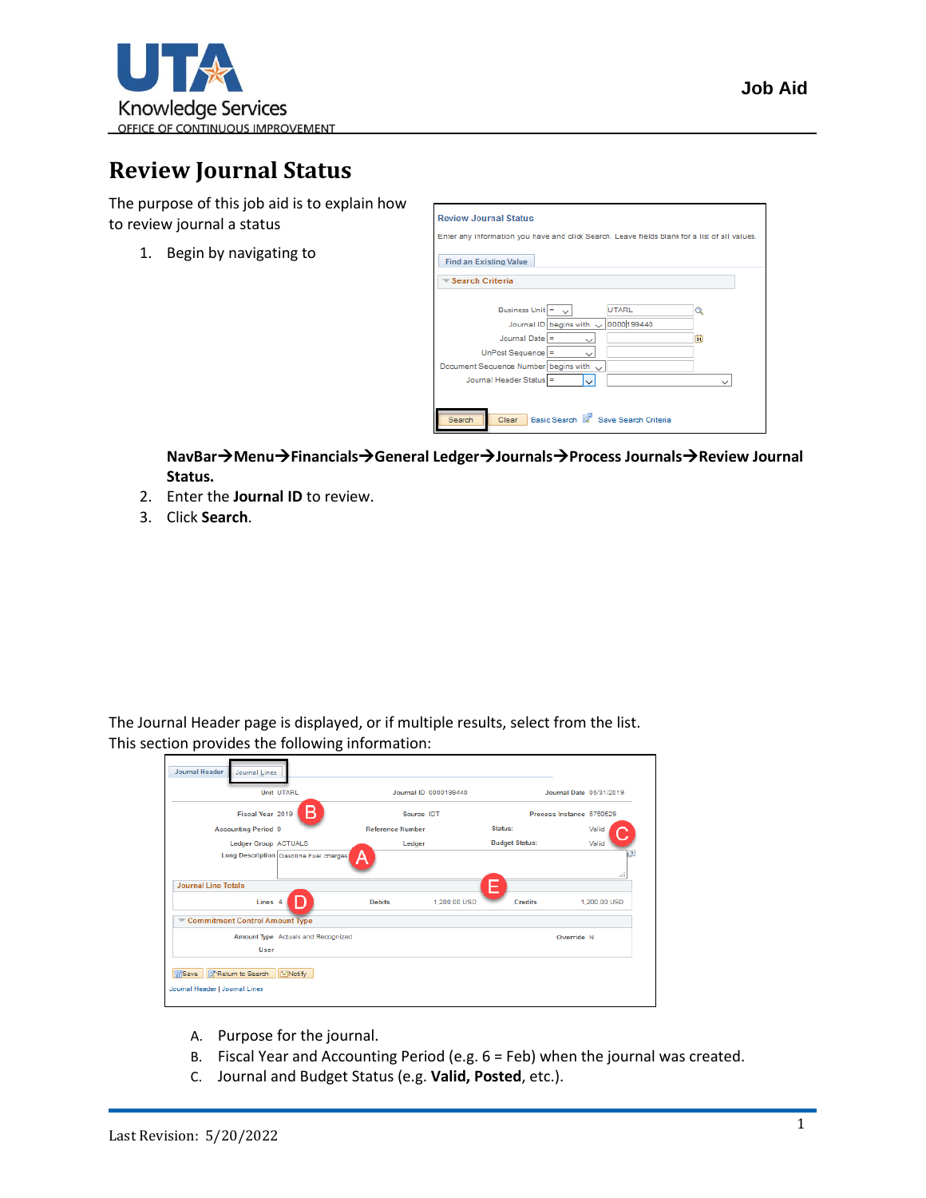Job Aid

# Review Journal Status

The purpose of this job aid is to explain how to review journal a status

1. Begin by navigating to **NavBar→Menu→Financials→General Ledger→Journals→Process Journals→Review Journal Status.**
2. Enter the **Journal ID** to review.
3. Click **Search**.

The Journal Header page is displayed, or if multiple results, select from the list. This section provides the following information:

A. Purpose for the journal.
B. Fiscal Year and Accounting Period (e.g. 6 = Feb) when the journal was created.
C. Journal and Budget Status (e.g. **Valid, Posted**, etc.).

Last Revision: 5/20/2022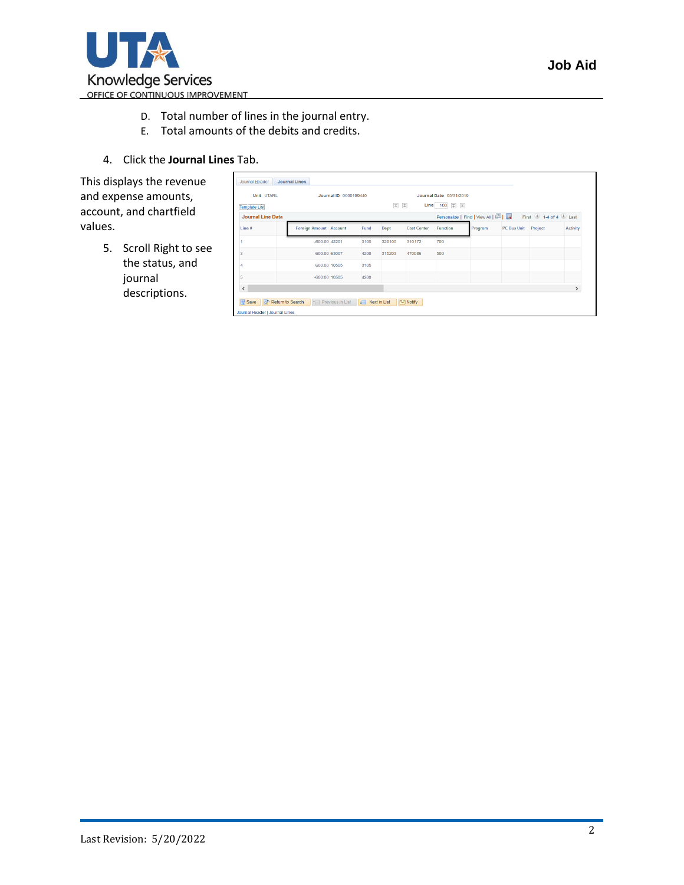D. Total number of lines in the journal entry.
E. Total amounts of the debits and credits.

4. Click the **Journal Lines** Tab.

This displays the revenue and expense amounts, account, and chartfield values.

5. Scroll Right to see the status, and journal descriptions.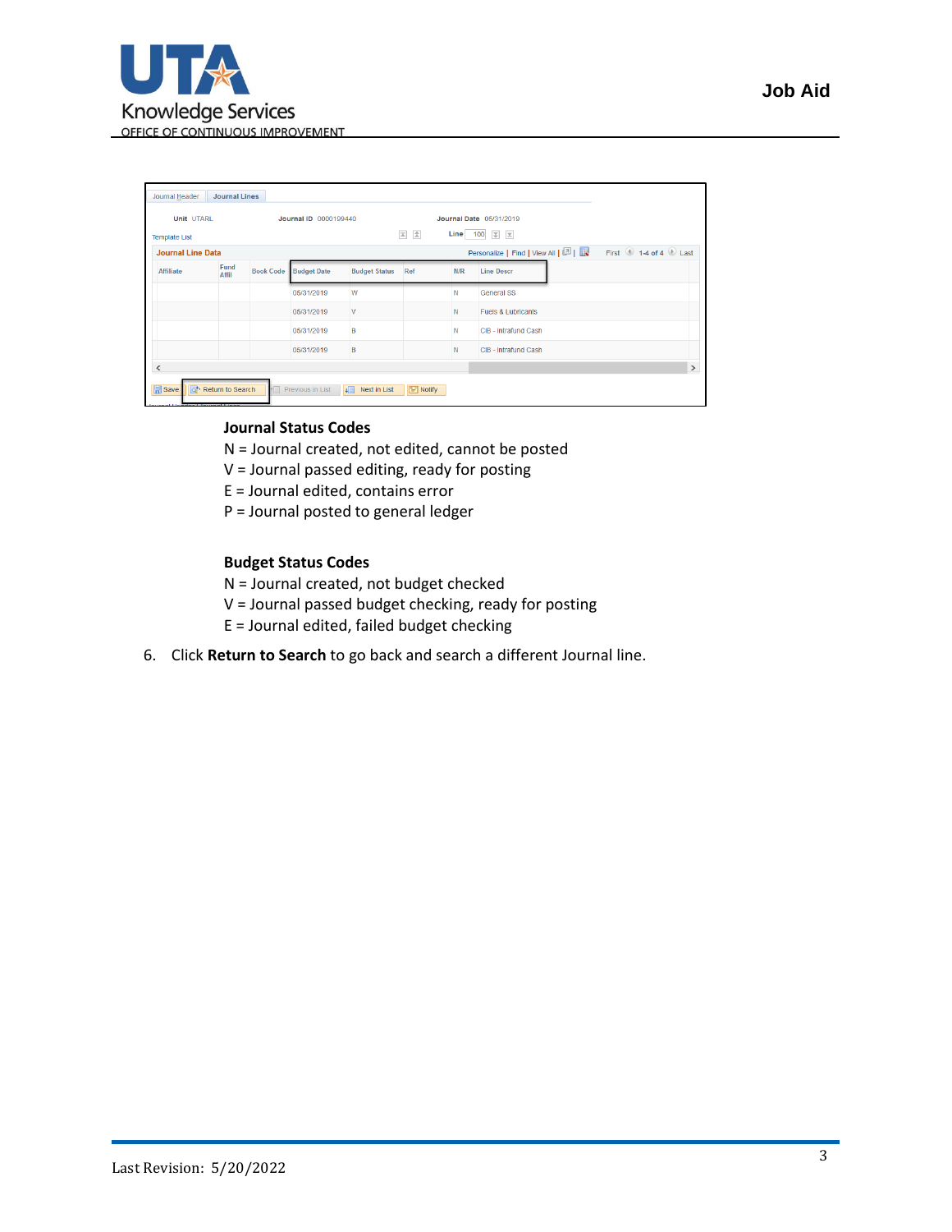**Journal Status Codes**

N = Journal created, not edited, cannot be posted
V = Journal passed editing, ready for posting
E = Journal edited, contains error
P = Journal posted to general ledger

**Budget Status Codes**

N = Journal created, not budget checked
V = Journal passed budget checking, ready for posting
E = Journal edited, failed budget checking

6. Click **Return to Search** to go back and search a different Journal line.

Last Revision: 5/20/2022